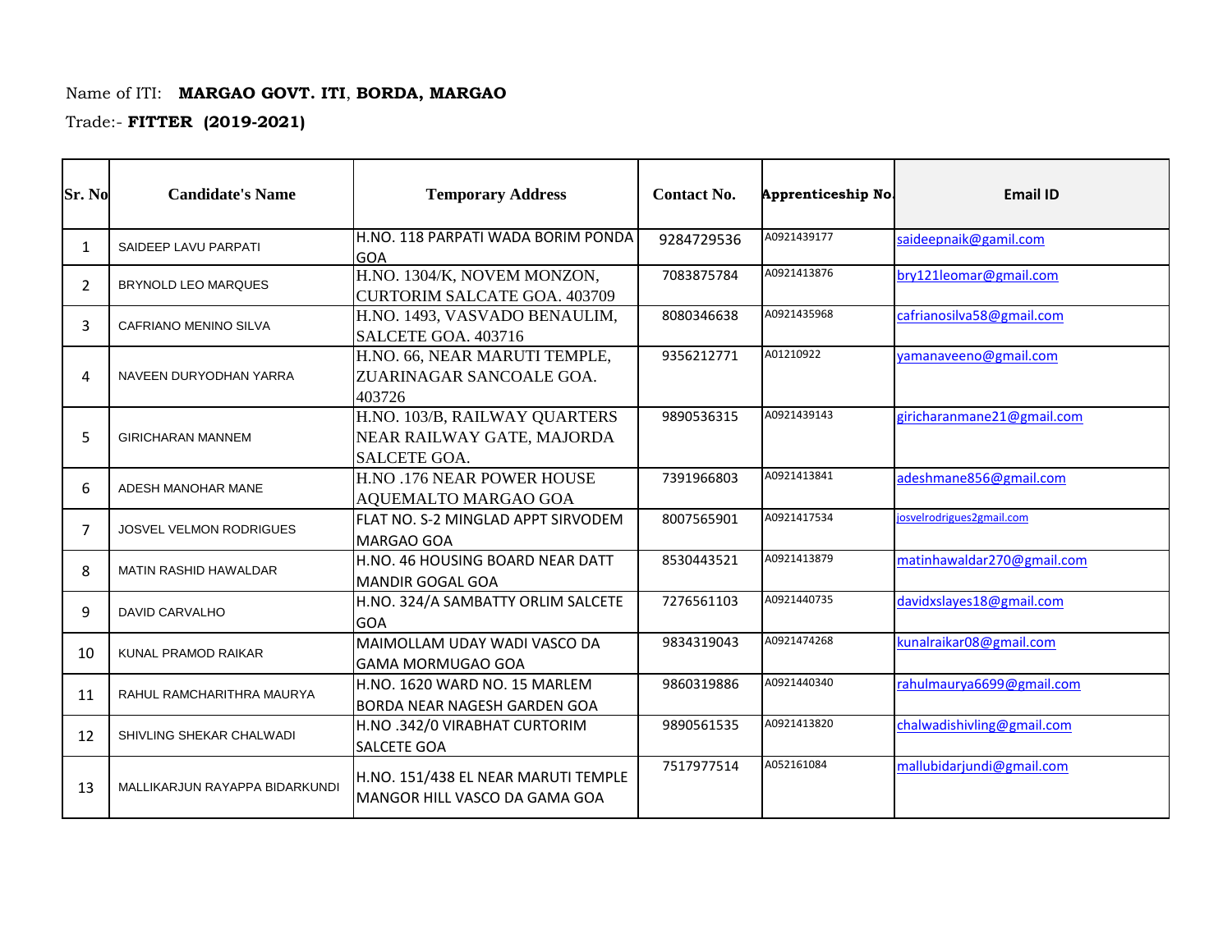Name of ITI: **MARGAO GOVT. ITI**, **BORDA, MARGAO**

Trade:- **FITTER (2019-2021)**

| Sr. No | Candidate's Name | Temporary Address | Contact No. | Apprenticeship No. | Email ID |
|---|---|---|---|---|---|
| 1 | SAIDEEP LAVU PARPATI | H.NO. 118 PARPATI WADA BORIM PONDA GOA | 9284729536 | A0921439177 | saideepnaik@gamil.com |
| 2 | BRYNOLD LEO MARQUES | H.NO. 1304/K, NOVEM MONZON, CURTORIM SALCATE GOA. 403709 | 7083875784 | A0921413876 | bry121leomar@gmail.com |
| 3 | CAFRIANO MENINO SILVA | H.NO. 1493, VASVADO BENAULIM, SALCETE GOA. 403716 | 8080346638 | A0921435968 | cafrianosilva58@gmail.com |
| 4 | NAVEEN DURYODHAN YARRA | H.NO. 66, NEAR MARUTI TEMPLE, ZUARINAGAR SANCOALE GOA. 403726 | 9356212771 | A01210922 | yamanaveeno@gmail.com |
| 5 | GIRICHARAN MANNEM | H.NO. 103/B, RAILWAY QUARTERS NEAR RAILWAY GATE, MAJORDA SALCETE GOA. | 9890536315 | A0921439143 | giricharanmane21@gmail.com |
| 6 | ADESH MANOHAR MANE | H.NO .176 NEAR POWER HOUSE AQUEMALTO MARGAO GOA | 7391966803 | A0921413841 | adeshmane856@gmail.com |
| 7 | JOSVEL VELMON RODRIGUES | FLAT NO. S-2 MINGLAD APPT SIRVODEM MARGAO GOA | 8007565901 | A0921417534 | josvelrodrigues2gmail.com |
| 8 | MATIN RASHID HAWALDAR | H.NO. 46 HOUSING BOARD NEAR DATT MANDIR GOGAL GOA | 8530443521 | A0921413879 | matinhawaldar270@gmail.com |
| 9 | DAVID CARVALHO | H.NO. 324/A SAMBATTY ORLIM SALCETE GOA | 7276561103 | A0921440735 | davidxslayes18@gmail.com |
| 10 | KUNAL PRAMOD RAIKAR | MAIMOLLAM UDAY WADI VASCO DA GAMA MORMUGAO GOA | 9834319043 | A0921474268 | kunalraikar08@gmail.com |
| 11 | RAHUL RAMCHARITHRA MAURYA | H.NO. 1620 WARD NO. 15 MARLEM BORDA NEAR NAGESH GARDEN GOA | 9860319886 | A0921440340 | rahulmaurya6699@gmail.com |
| 12 | SHIVLING SHEKAR CHALWADI | H.NO .342/0 VIRABHAT CURTORIM SALCETE GOA | 9890561535 | A0921413820 | chalwadishivling@gmail.com |
| 13 | MALLIKARJUN RAYAPPA BIDARKUNDI | H.NO. 151/438 EL NEAR MARUTI TEMPLE MANGOR HILL VASCO DA GAMA GOA | 7517977514 | A052161084 | mallubidarjundi@gmail.com |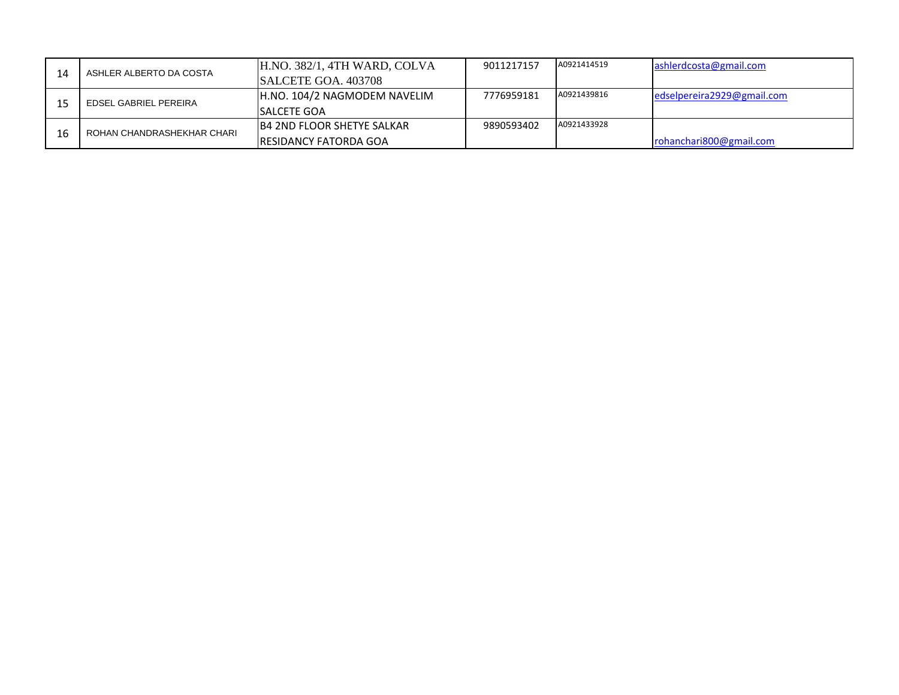| | | | | | |
|---|---|---|---|---|---|
| 14 | ASHLER ALBERTO DA COSTA | H.NO. 382/1, 4TH WARD, COLVA SALCETE GOA. 403708 | 9011217157 | A0921414519 | ashlerdcosta@gmail.com |
| 15 | EDSEL GABRIEL PEREIRA | H.NO. 104/2 NAGMODEM NAVELIM SALCETE GOA | 7776959181 | A0921439816 | edselpereira2929@gmail.com |
| 16 | ROHAN CHANDRASHEKHAR CHARI | B4 2ND FLOOR SHETYE SALKAR RESIDANCY FATORDA GOA | 9890593402 | A0921433928 | rohanchari800@gmail.com |